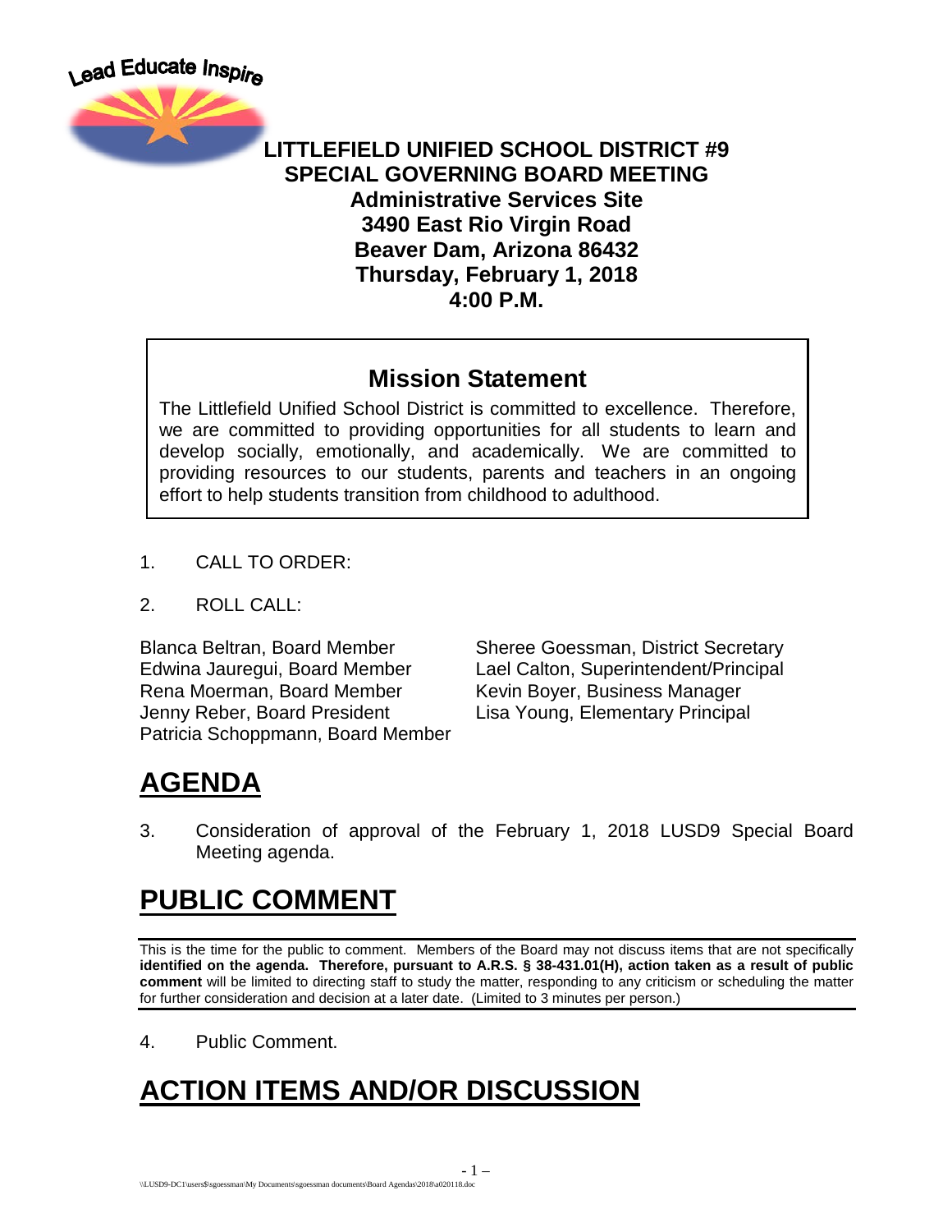Lead Educate Inspire

**LITTLEFIELD UNIFIED SCHOOL DISTRICT #9**
**SPECIAL GOVERNING BOARD MEETING**
**Administrative Services Site**
**3490 East Rio Virgin Road**
**Beaver Dam, Arizona 86432**
**Thursday, February 1, 2018**
**4:00 P.M.**

## Mission Statement

The Littlefield Unified School District is committed to excellence. Therefore, we are committed to providing opportunities for all students to learn and develop socially, emotionally, and academically. We are committed to providing resources to our students, parents and teachers in an ongoing effort to help students transition from childhood to adulthood.

1. CALL TO ORDER:

2. ROLL CALL:

Blanca Beltran, Board Member
Edwina Jauregui, Board Member
Rena Moerman, Board Member
Jenny Reber, Board President
Patricia Schoppmann, Board Member

Sheree Goessman, District Secretary
Lael Calton, Superintendent/Principal
Kevin Boyer, Business Manager
Lisa Young, Elementary Principal

# AGENDA

3. Consideration of approval of the February 1, 2018 LUSD9 Special Board Meeting agenda.

# PUBLIC COMMENT

This is the time for the public to comment. Members of the Board may not discuss items that are not specifically **identified on the agenda. Therefore, pursuant to A.R.S. § 38-431.01(H), action taken as a result of public comment** will be limited to directing staff to study the matter, responding to any criticism or scheduling the matter for further consideration and decision at a later date. (Limited to 3 minutes per person.)

4. Public Comment.

# ACTION ITEMS AND/OR DISCUSSION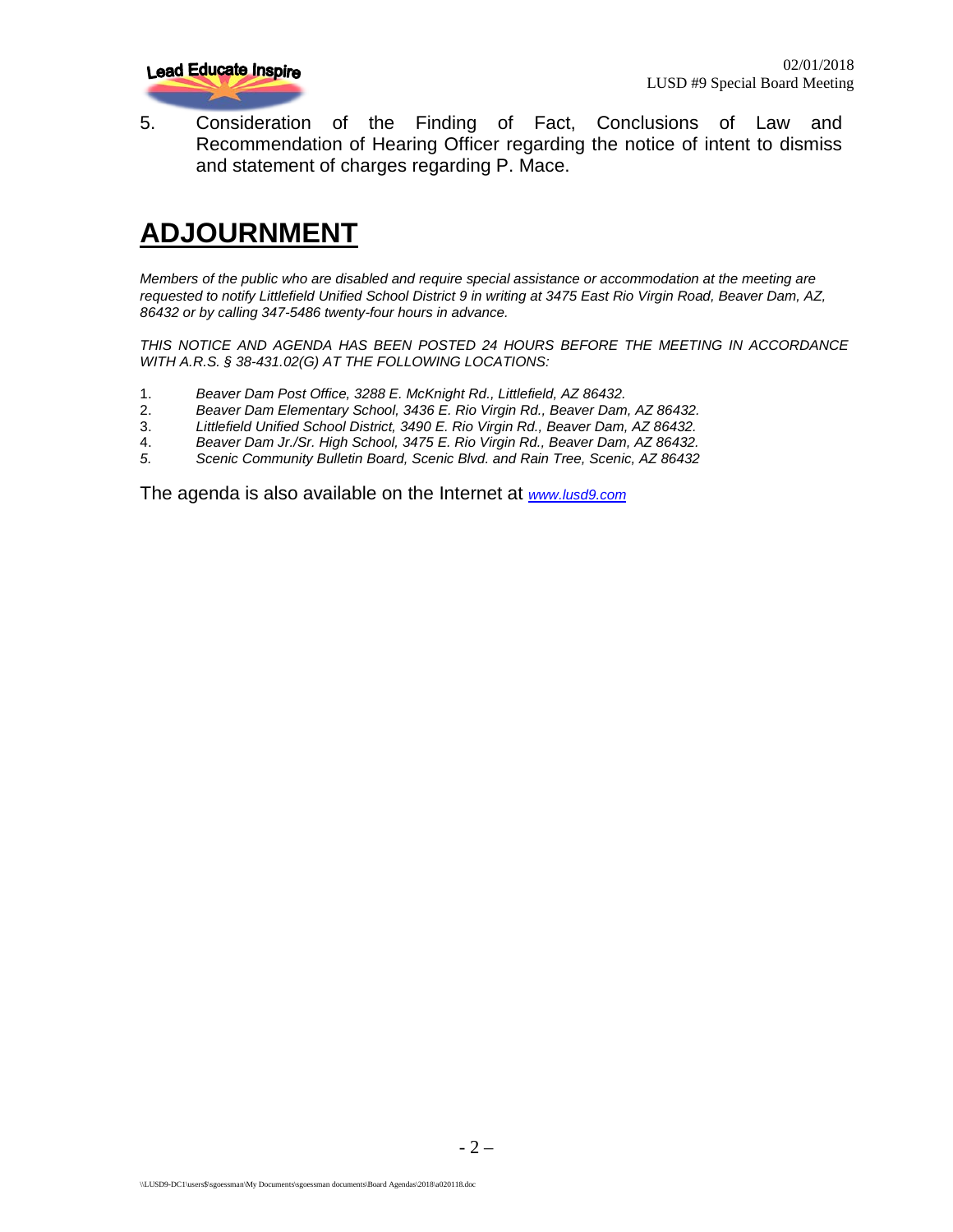5. Consideration of the Finding of Fact, Conclusions of Law and Recommendation of Hearing Officer regarding the notice of intent to dismiss and statement of charges regarding P. Mace.

# ADJOURNMENT

*Members of the public who are disabled and require special assistance or accommodation at the meeting are requested to notify Littlefield Unified School District 9 in writing at 3475 East Rio Virgin Road, Beaver Dam, AZ, 86432 or by calling 347-5486 twenty-four hours in advance.*

*THIS NOTICE AND AGENDA HAS BEEN POSTED 24 HOURS BEFORE THE MEETING IN ACCORDANCE WITH A.R.S. § 38-431.02(G) AT THE FOLLOWING LOCATIONS:*

1. *Beaver Dam Post Office, 3288 E. McKnight Rd., Littlefield, AZ 86432.*
2. *Beaver Dam Elementary School, 3436 E. Rio Virgin Rd., Beaver Dam, AZ 86432.*
3. *Littlefield Unified School District, 3490 E. Rio Virgin Rd., Beaver Dam, AZ 86432.*
4. *Beaver Dam Jr./Sr. High School, 3475 E. Rio Virgin Rd., Beaver Dam, AZ 86432.*
5. *Scenic Community Bulletin Board, Scenic Blvd. and Rain Tree, Scenic, AZ 86432*

The agenda is also available on the Internet at *www.lusd9.com*